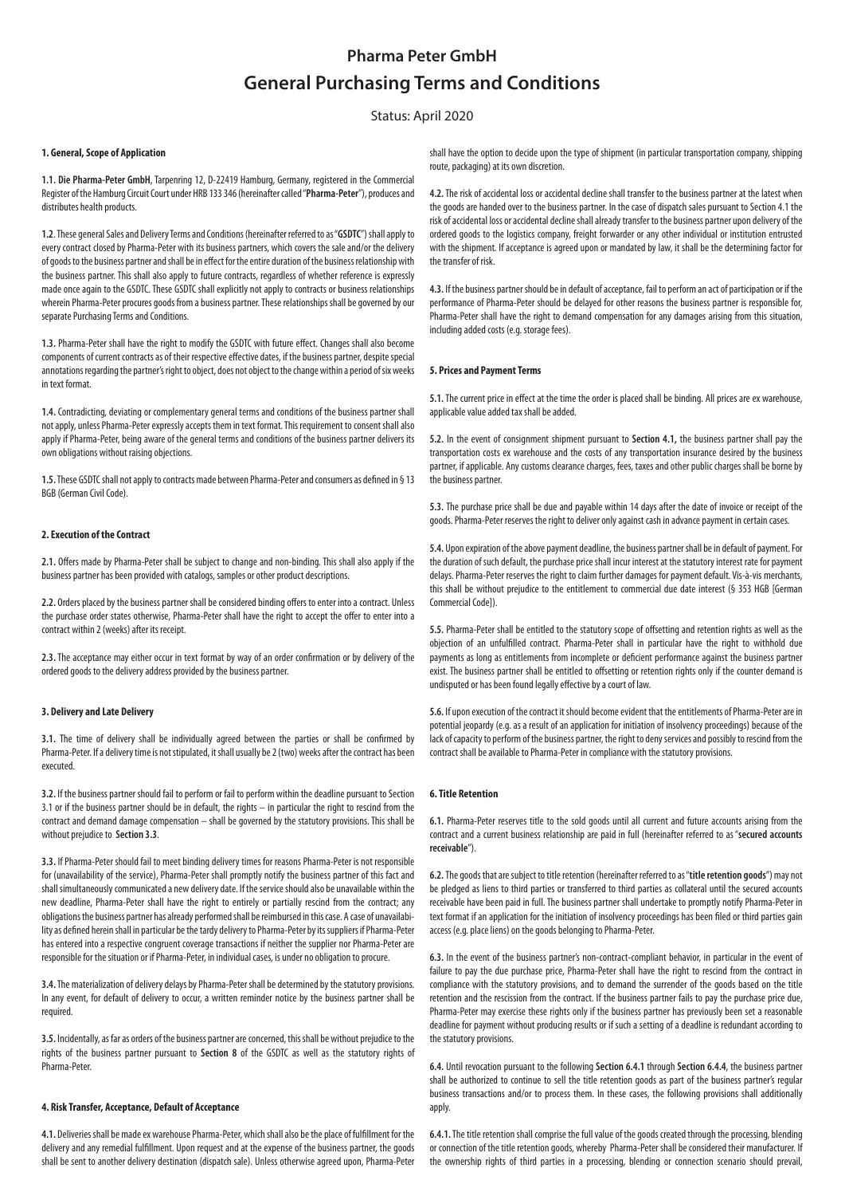# Pharma Peter GmbH

# General Purchasing Terms and Conditions

Status: April 2020

#### 1. General, Scope of Application

**1.1. Die Pharma-Peter GmbH**, Tarpenring 12, D-22419 Hamburg, Germany, registered in the Commercial Register of the Hamburg Circuit Court under HRB 133 346 (hereinafter called "**Pharma-Peter**"), produces and distributes health products.

**1.2**. These general Sales and Delivery Terms and Conditions (hereinafter referred to as "**GSDTC**") shall apply to every contract closed by Pharma-Peter with its business partners, which covers the sale and/or the delivery of goods to the business partner and shall be in effect for the entire duration of the business relationship with the business partner. This shall also apply to future contracts, regardless of whether reference is expressly made once again to the GSDTC. These GSDTC shall explicitly not apply to contracts or business relationships wherein Pharma-Peter procures goods from a business partner. These relationships shall be governed by our separate Purchasing Terms and Conditions.

**1.3.** Pharma-Peter shall have the right to modify the GSDTC with future effect. Changes shall also become components of current contracts as of their respective effective dates, if the business partner, despite special annotations regarding the partner's right to object, does not object to the change within a period of six weeks in text format.

**1.4.** Contradicting, deviating or complementary general terms and conditions of the business partner shall not apply, unless Pharma-Peter expressly accepts them in text format. This requirement to consent shall also apply if Pharma-Peter, being aware of the general terms and conditions of the business partner delivers its own obligations without raising objections.

**1.5.** These GSDTC shall not apply to contracts made between Pharma-Peter and consumers as defined in § 13 BGB (German Civil Code).

#### 2. Execution of the Contract

**2.1.** Offers made by Pharma-Peter shall be subject to change and non-binding. This shall also apply if the business partner has been provided with catalogs, samples or other product descriptions.

**2.2.** Orders placed by the business partner shall be considered binding offers to enter into a contract. Unless the purchase order states otherwise, Pharma-Peter shall have the right to accept the offer to enter into a contract within 2 (weeks) after its receipt.

**2.3.** The acceptance may either occur in text format by way of an order confirmation or by delivery of the ordered goods to the delivery address provided by the business partner.

#### 3. Delivery and Late Delivery

**3.1.** The time of delivery shall be individually agreed between the parties or shall be confirmed by Pharma-Peter. If a delivery time is not stipulated, it shall usually be 2 (two) weeks after the contract has been executed.

**3.2.** If the business partner should fail to perform or fail to perform within the deadline pursuant to Section 3.1 or if the business partner should be in default, the rights – in particular the right to rescind from the contract and demand damage compensation – shall be governed by the statutory provisions. This shall be without prejudice to **Section 3.3**.

**3.3.** If Pharma-Peter should fail to meet binding delivery times for reasons Pharma-Peter is not responsible for (unavailability of the service), Pharma-Peter shall promptly notify the business partner of this fact and shall simultaneously communicated a new delivery date. If the service should also be unavailable within the new deadline, Pharma-Peter shall have the right to entirely or partially rescind from the contract; any obligations the business partner has already performed shall be reimbursed in this case. A case of unavailability as defined herein shall in particular be the tardy delivery to Pharma-Peter by its suppliers if Pharma-Peter has entered into a respective congruent coverage transactions if neither the supplier nor Pharma-Peter are responsible for the situation or if Pharma-Peter, in individual cases, is under no obligation to procure.

**3.4.** The materialization of delivery delays by Pharma-Peter shall be determined by the statutory provisions. In any event, for default of delivery to occur, a written reminder notice by the business partner shall be required.

**3.5.** Incidentally, as far as orders of the business partner are concerned, this shall be without prejudice to the rights of the business partner pursuant to **Section 8** of the GSDTC as well as the statutory rights of Pharma-Peter.

#### 4. Risk Transfer, Acceptance, Default of Acceptance

**4.1.** Deliveries shall be made ex warehouse Pharma-Peter, which shall also be the place of fulfillment for the delivery and any remedial fulfillment. Upon request and at the expense of the business partner, the goods shall be sent to another delivery destination (dispatch sale). Unless otherwise agreed upon, Pharma-Peter shall have the option to decide upon the type of shipment (in particular transportation company, shipping route, packaging) at its own discretion.

**4.2.** The risk of accidental loss or accidental decline shall transfer to the business partner at the latest when the goods are handed over to the business partner. In the case of dispatch sales pursuant to Section 4.1 the risk of accidental loss or accidental decline shall already transfer to the business partner upon delivery of the ordered goods to the logistics company, freight forwarder or any other individual or institution entrusted with the shipment. If acceptance is agreed upon or mandated by law, it shall be the determining factor for the transfer of risk.

**4.3.** If the business partner should be in default of acceptance, fail to perform an act of participation or if the performance of Pharma-Peter should be delayed for other reasons the business partner is responsible for, Pharma-Peter shall have the right to demand compensation for any damages arising from this situation, including added costs (e.g. storage fees).

#### 5. Prices and Payment Terms

**5.1.** The current price in effect at the time the order is placed shall be binding. All prices are ex warehouse, applicable value added tax shall be added.

**5.2.** In the event of consignment shipment pursuant to **Section 4.1**, the business partner shall pay the transportation costs ex warehouse and the costs of any transportation insurance desired by the business partner, if applicable. Any customs clearance charges, fees, taxes and other public charges shall be borne by the business partner.

**5.3.** The purchase price shall be due and payable within 14 days after the date of invoice or receipt of the goods. Pharma-Peter reserves the right to deliver only against cash in advance payment in certain cases.

**5.4.** Upon expiration of the above payment deadline, the business partner shall be in default of payment. For the duration of such default, the purchase price shall incur interest at the statutory interest rate for payment delays. Pharma-Peter reserves the right to claim further damages for payment default. Vis-à-vis merchants, this shall be without prejudice to the entitlement to commercial due date interest (§ 353 HGB [German Commercial Code]).

**5.5.** Pharma-Peter shall be entitled to the statutory scope of offsetting and retention rights as well as the objection of an unfulfilled contract. Pharma-Peter shall in particular have the right to withhold due payments as long as entitlements from incomplete or deficient performance against the business partner exist. The business partner shall be entitled to offsetting or retention rights only if the counter demand is undisputed or has been found legally effective by a court of law.

**5.6.** If upon execution of the contract it should become evident that the entitlements of Pharma-Peter are in potential jeopardy (e.g. as a result of an application for initiation of insolvency proceedings) because of the lack of capacity to perform of the business partner, the right to deny services and possibly to rescind from the contract shall be available to Pharma-Peter in compliance with the statutory provisions.

#### 6. Title Retention

**6.1.** Pharma-Peter reserves title to the sold goods until all current and future accounts arising from the contract and a current business relationship are paid in full (hereinafter referred to as "**secured accounts receivable**").

**6.2.** The goods that are subject to title retention (hereinafter referred to as "**title retention goods**") may not be pledged as liens to third parties or transferred to third parties as collateral until the secured accounts receivable have been paid in full. The business partner shall undertake to promptly notify Pharma-Peter in text format if an application for the initiation of insolvency proceedings has been filed or third parties gain access (e.g. place liens) on the goods belonging to Pharma-Peter.

**6.3.** In the event of the business partner's non-contract-compliant behavior, in particular in the event of failure to pay the due purchase price, Pharma-Peter shall have the right to rescind from the contract in compliance with the statutory provisions, and to demand the surrender of the goods based on the title retention and the rescission from the contract. If the business partner fails to pay the purchase price due, Pharma-Peter may exercise these rights only if the business partner has previously been set a reasonable deadline for payment without producing results or if such a setting of a deadline is redundant according to the statutory provisions.

**6.4.** Until revocation pursuant to the following **Section 6.4.1** through **Section 6.4.4**, the business partner shall be authorized to continue to sell the title retention goods as part of the business partner's regular business transactions and/or to process them. In these cases, the following provisions shall additionally apply.

**6.4.1.** The title retention shall comprise the full value of the goods created through the processing, blending or connection of the title retention goods, whereby Pharma-Peter shall be considered their manufacturer. If the ownership rights of third parties in a processing, blending or connection scenario should prevail,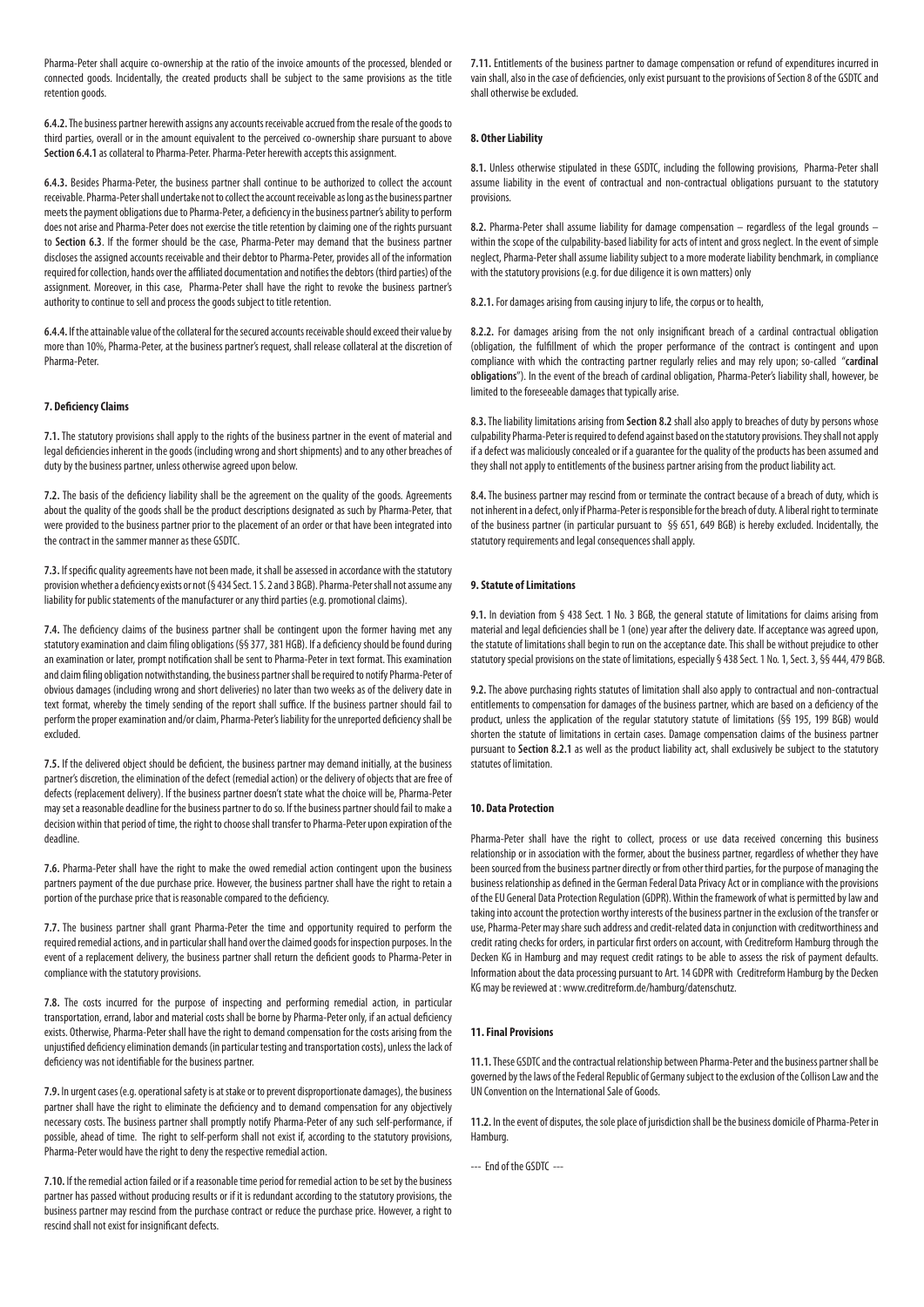Pharma-Peter shall acquire co-ownership at the ratio of the invoice amounts of the processed, blended or connected goods. Incidentally, the created products shall be subject to the same provisions as the title retention goods.

**6.4.2.** The business partner herewith assigns any accounts receivable accrued from the resale of the goods to third parties, overall or in the amount equivalent to the perceived co-ownership share pursuant to above **Section 6.4.1** as collateral to Pharma-Peter. Pharma-Peter herewith accepts this assignment.

**6.4.3.** Besides Pharma-Peter, the business partner shall continue to be authorized to collect the account receivable. Pharma-Peter shall undertake not to collect the account receivable as long as the business partner meets the payment obligations due to Pharma-Peter, a deficiency in the business partner's ability to perform does not arise and Pharma-Peter does not exercise the title retention by claiming one of the rights pursuant to **Section 6.3**. If the former should be the case, Pharma-Peter may demand that the business partner discloses the assigned accounts receivable and their debtor to Pharma-Peter, provides all of the information required for collection, hands over the affiliated documentation and notifies the debtors (third parties) of the assignment. Moreover, in this case, Pharma-Peter shall have the right to revoke the business partner's authority to continue to sell and process the goods subject to title retention.

**6.4.4.** If the attainable value of the collateral for the secured accounts receivable should exceed their value by more than 10%, Pharma-Peter, at the business partner's request, shall release collateral at the discretion of Pharma-Peter.

#### 7. Deficiency Claims

**7.1.** The statutory provisions shall apply to the rights of the business partner in the event of material and legal deficiencies inherent in the goods (including wrong and short shipments) and to any other breaches of duty by the business partner, unless otherwise agreed upon below.

**7.2.** The basis of the deficiency liability shall be the agreement on the quality of the goods. Agreements about the quality of the goods shall be the product descriptions designated as such by Pharma-Peter, that were provided to the business partner prior to the placement of an order or that have been integrated into the contract in the sammer manner as these GSDTC.

**7.3.** If specific quality agreements have not been made, it shall be assessed in accordance with the statutory provision whether a deficiency exists or not (§ 434 Sect. 1 S. 2 and 3 BGB). Pharma-Peter shall not assume any liability for public statements of the manufacturer or any third parties (e.g. promotional claims).

**7.4.** The deficiency claims of the business partner shall be contingent upon the former having met any statutory examination and claim filing obligations (§§ 377, 381 HGB). If a deficiency should be found during an examination or later, prompt notification shall be sent to Pharma-Peter in text format. This examination and claim filing obligation notwithstanding, the business partner shall be required to notify Pharma-Peter of obvious damages (including wrong and short deliveries) no later than two weeks as of the delivery date in text format, whereby the timely sending of the report shall suffice. If the business partner should fail to perform the proper examination and/or claim, Pharma-Peter's liability for the unreported deficiency shall be excluded.

**7.5.** If the delivered object should be deficient, the business partner may demand initially, at the business partner's discretion, the elimination of the defect (remedial action) or the delivery of objects that are free of defects (replacement delivery). If the business partner doesn't state what the choice will be, Pharma-Peter may set a reasonable deadline for the business partner to do so. If the business partner should fail to make a decision within that period of time, the right to choose shall transfer to Pharma-Peter upon expiration of the deadline.

**7.6.** Pharma-Peter shall have the right to make the owed remedial action contingent upon the business partners payment of the due purchase price. However, the business partner shall have the right to retain a portion of the purchase price that is reasonable compared to the deficiency.

**7.7.** The business partner shall grant Pharma-Peter the time and opportunity required to perform the required remedial actions, and in particular shall hand over the claimed goods for inspection purposes. In the event of a replacement delivery, the business partner shall return the deficient goods to Pharma-Peter in compliance with the statutory provisions.

**7.8.** The costs incurred for the purpose of inspecting and performing remedial action, in particular transportation, errand, labor and material costs shall be borne by Pharma-Peter only, if an actual deficiency exists. Otherwise, Pharma-Peter shall have the right to demand compensation for the costs arising from the unjustified deficiency elimination demands (in particular testing and transportation costs), unless the lack of deficiency was not identifiable for the business partner.

**7.9.** In urgent cases (e.g. operational safety is at stake or to prevent disproportionate damages), the business partner shall have the right to eliminate the deficiency and to demand compensation for any objectively necessary costs. The business partner shall promptly notify Pharma-Peter of any such self-performance, if possible, ahead of time. The right to self-perform shall not exist if, according to the statutory provisions, Pharma-Peter would have the right to deny the respective remedial action.

**7.10.** If the remedial action failed or if a reasonable time period for remedial action to be set by the business partner has passed without producing results or if it is redundant according to the statutory provisions, the business partner may rescind from the purchase contract or reduce the purchase price. However, a right to rescind shall not exist for insignificant defects.

**7.11.** Entitlements of the business partner to damage compensation or refund of expenditures incurred in vain shall, also in the case of deficiencies, only exist pursuant to the provisions of Section 8 of the GSDTC and shall otherwise be excluded.

#### 8. Other Liability

**8.1.** Unless otherwise stipulated in these GSDTC, including the following provisions, Pharma-Peter shall assume liability in the event of contractual and non-contractual obligations pursuant to the statutory provisions.

**8.2.** Pharma-Peter shall assume liability for damage compensation – regardless of the legal grounds – within the scope of the culpability-based liability for acts of intent and gross neglect. In the event of simple neglect, Pharma-Peter shall assume liability subject to a more moderate liability benchmark, in compliance with the statutory provisions (e.g. for due diligence it is own matters) only

**8.2.1.** For damages arising from causing injury to life, the corpus or to health,

**8.2.2.** For damages arising from the not only insignificant breach of a cardinal contractual obligation (obligation, the fulfillment of which the proper performance of the contract is contingent and upon compliance with which the contracting partner regularly relies and may rely upon; so-called "**cardinal obligations**"). In the event of the breach of cardinal obligation, Pharma-Peter's liability shall, however, be limited to the foreseeable damages that typically arise.

**8.3.** The liability limitations arising from **Section 8.2** shall also apply to breaches of duty by persons whose culpability Pharma-Peter is required to defend against based on the statutory provisions. They shall not apply if a defect was maliciously concealed or if a guarantee for the quality of the products has been assumed and they shall not apply to entitlements of the business partner arising from the product liability act.

**8.4.** The business partner may rescind from or terminate the contract because of a breach of duty, which is not inherent in a defect, only if Pharma-Peter is responsible for the breach of duty. A liberal right to terminate of the business partner (in particular pursuant to §§ 651, 649 BGB) is hereby excluded. Incidentally, the statutory requirements and legal consequences shall apply.

#### 9. Statute of Limitations

**9.1.** In deviation from § 438 Sect. 1 No. 3 BGB, the general statute of limitations for claims arising from material and legal deficiencies shall be 1 (one) year after the delivery date. If acceptance was agreed upon, the statute of limitations shall begin to run on the acceptance date. This shall be without prejudice to other statutory special provisions on the state of limitations, especially § 438 Sect. 1 No. 1, Sect. 3, §§ 444, 479 BGB.

**9.2.** The above purchasing rights statutes of limitation shall also apply to contractual and non-contractual entitlements to compensation for damages of the business partner, which are based on a deficiency of the product, unless the application of the regular statutory statute of limitations (§§ 195, 199 BGB) would shorten the statute of limitations in certain cases. Damage compensation claims of the business partner pursuant to **Section 8.2.1** as well as the product liability act, shall exclusively be subject to the statutory statutes of limitation.

#### 10. Data Protection

Pharma-Peter shall have the right to collect, process or use data received concerning this business relationship or in association with the former, about the business partner, regardless of whether they have been sourced from the business partner directly or from other third parties, for the purpose of managing the business relationship as defined in the German Federal Data Privacy Act or in compliance with the provisions of the EU General Data Protection Regulation (GDPR). Within the framework of what is permitted by law and taking into account the protection worthy interests of the business partner in the exclusion of the transfer or use, Pharma-Peter may share such address and credit-related data in conjunction with creditworthiness and credit rating checks for orders, in particular first orders on account, with Creditreform Hamburg through the Decken KG in Hamburg and may request credit ratings to be able to assess the risk of payment defaults. Information about the data processing pursuant to Art. 14 GDPR with Creditreform Hamburg by the Decken KG may be reviewed at : www.creditreform.de/hamburg/datenschutz.

#### 11. Final Provisions

**11.1.** These GSDTC and the contractual relationship between Pharma-Peter and the business partner shall be governed by the laws of the Federal Republic of Germany subject to the exclusion of the Collison Law and the UN Convention on the International Sale of Goods.

**11.2.** In the event of disputes, the sole place of jurisdiction shall be the business domicile of Pharma-Peter in Hamburg.

--- End of the GSDTC ---